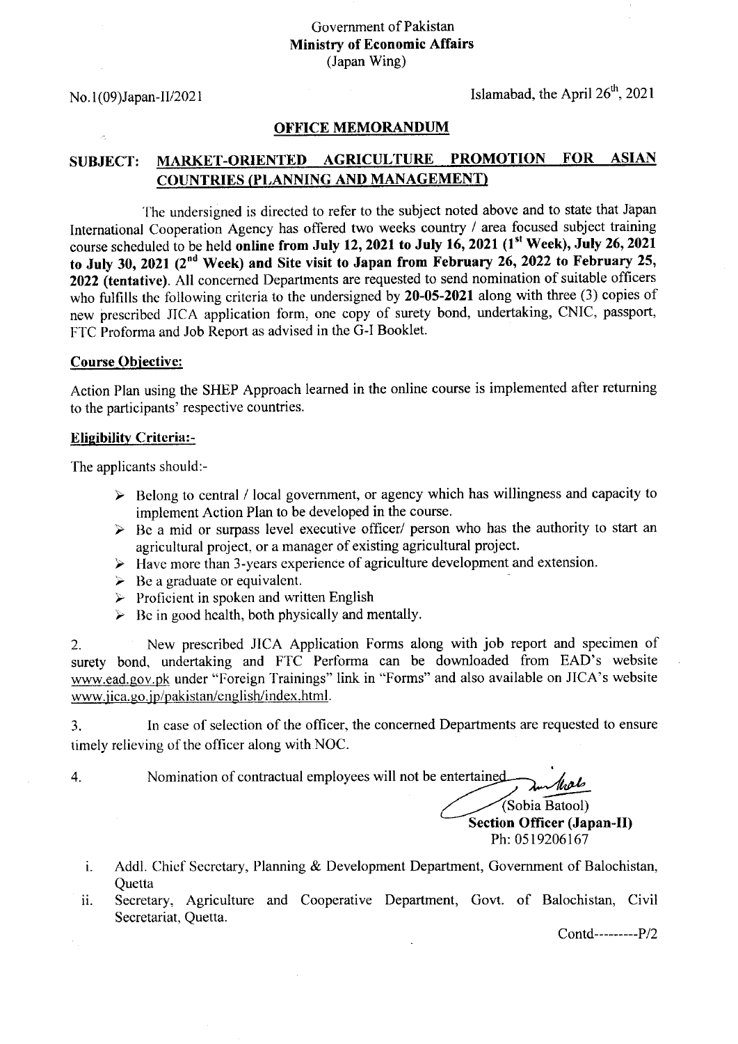Government of Pakistan
**Ministry of Economic Affairs**
(Japan Wing)

No.1(09)Japan-II/2021

Islamabad, the April 26th, 2021

## OFFICE MEMORANDUM

**SUBJECT: MARKET-ORIENTED AGRICULTURE PROMOTION FOR ASIAN COUNTRIES (PLANNING AND MANAGEMENT)**

The undersigned is directed to refer to the subject noted above and to state that Japan International Cooperation Agency has offered two weeks country / area focused subject training course scheduled to be held **online from July 12, 2021 to July 16, 2021 (1st Week), July 26, 2021 to July 30, 2021 (2nd Week) and Site visit to Japan from February 26, 2022 to February 25, 2022 (tentative)**. All concerned Departments are requested to send nomination of suitable officers who fulfills the following criteria to the undersigned by **20-05-2021** along with three (3) copies of new prescribed JICA application form, one copy of surety bond, undertaking, CNIC, passport, FTC Proforma and Job Report as advised in the G-I Booklet.

**Course Objective:**

Action Plan using the SHEP Approach learned in the online course is implemented after returning to the participants' respective countries.

**Eligibility Criteria:-**

The applicants should:-

- Belong to central / local government, or agency which has willingness and capacity to implement Action Plan to be developed in the course.
- Be a mid or surpass level executive officer/ person who has the authority to start an agricultural project, or a manager of existing agricultural project.
- Have more than 3-years experience of agriculture development and extension.
- Be a graduate or equivalent.
- Proficient in spoken and written English
- Be in good health, both physically and mentally.

2. New prescribed JICA Application Forms along with job report and specimen of surety bond, undertaking and FTC Performa can be downloaded from EAD's website www.ead.gov.pk under "Foreign Trainings" link in "Forms" and also available on JICA's website www.jica.go.jp/pakistan/english/index.html.

3. In case of selection of the officer, the concerned Departments are requested to ensure timely relieving of the officer along with NOC.

4. Nomination of contractual employees will not be entertained.

(Sobia Batool)
**Section Officer (Japan-II)**
Ph: 0519206167

i. Addl. Chief Secretary, Planning & Development Department, Government of Balochistan, Quetta
ii. Secretary, Agriculture and Cooperative Department, Govt. of Balochistan, Civil Secretariat, Quetta.

Contd---------P/2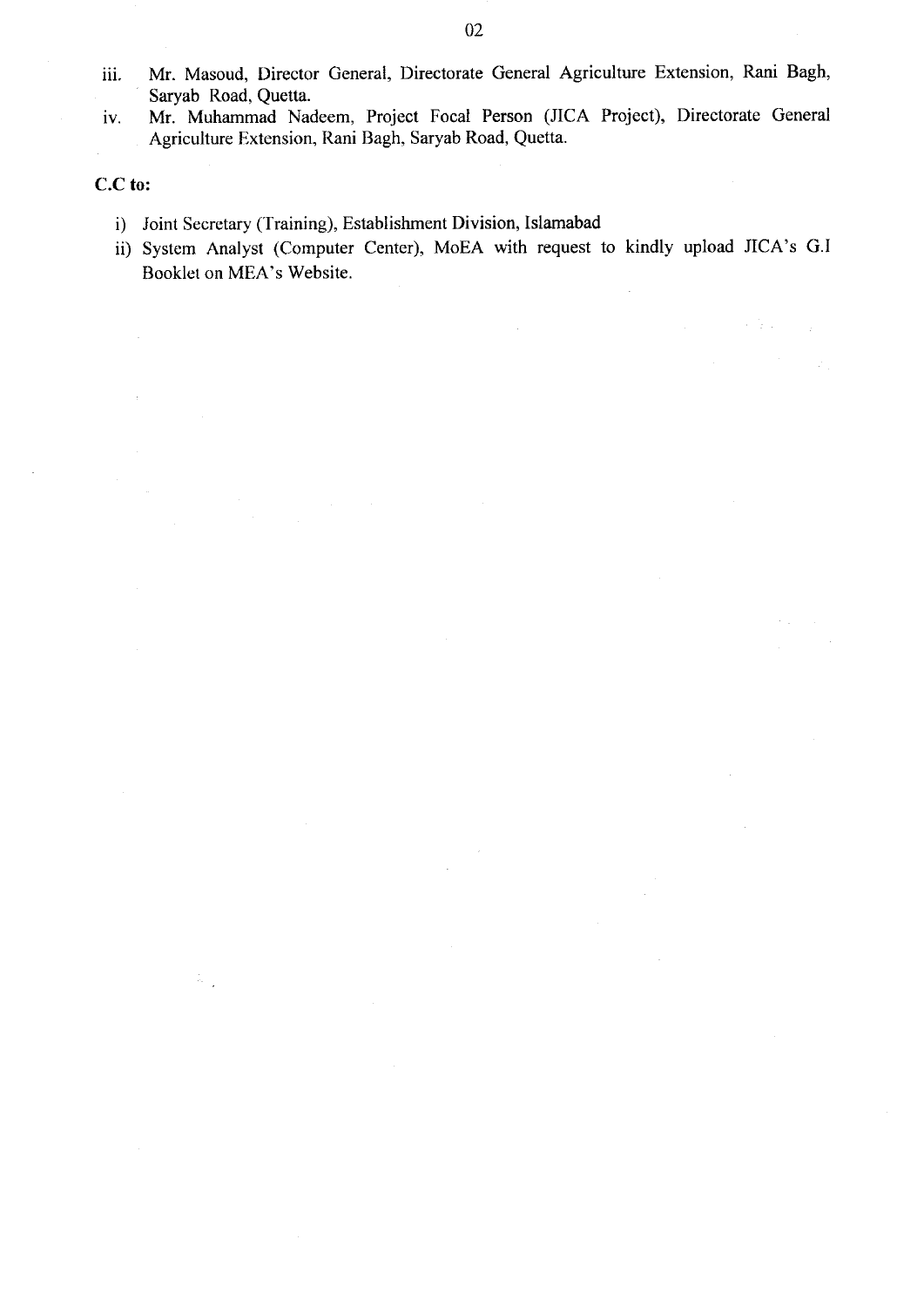iii. Mr. Masoud, Director General, Directorate General Agriculture Extension, Rani Bagh, Saryab Road, Quetta.

iv. Mr. Muhammad Nadeem, Project Focal Person (JICA Project), Directorate General Agriculture Extension, Rani Bagh, Saryab Road, Quetta.

**C.C to:**

i) Joint Secretary (Training), Establishment Division, Islamabad

ii) System Analyst (Computer Center), MoEA with request to kindly upload JICA's G.I Booklet on MEA's Website.